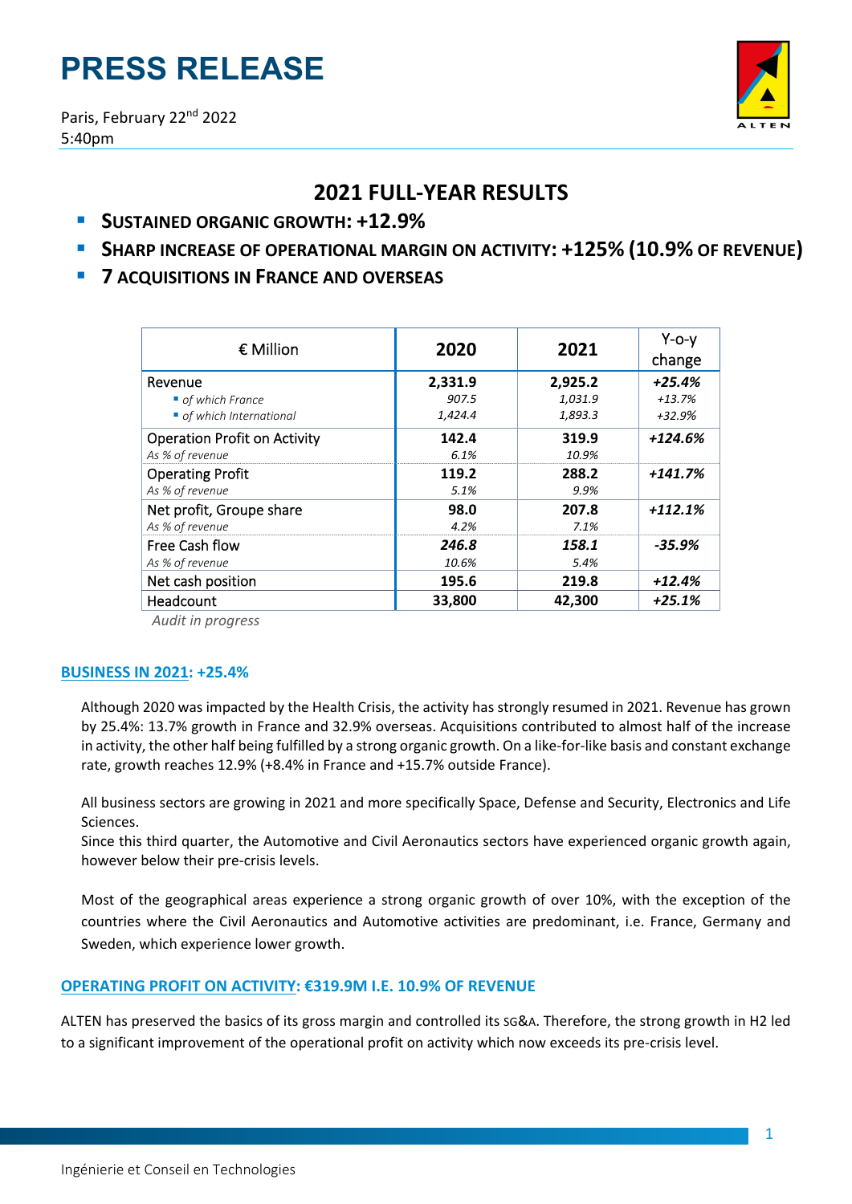# PRESS RELEASE

Paris, February 22nd 2022
5:40pm

## 2021 FULL-YEAR RESULTS

- **SUSTAINED ORGANIC GROWTH: +12.9%**
- **SHARP INCREASE OF OPERATIONAL MARGIN ON ACTIVITY: +125% (10.9% OF REVENUE)**
- **7 ACQUISITIONS IN FRANCE AND OVERSEAS**

| € Million | 2020 | 2021 | Y-o-y change |
|---|---|---|---|
| Revenue | **2,331.9** | **2,925.2** | ***+25.4%*** |
| *of which France* | *907.5* | *1,031.9* | *+13.7%* |
| *of which International* | *1,424.4* | *1,893.3* | *+32.9%* |
| Operation Profit on Activity | **142.4** | **319.9** | ***+124.6%*** |
| *As % of revenue* | *6.1%* | *10.9%* | |
| Operating Profit | **119.2** | **288.2** | ***+141.7%*** |
| *As % of revenue* | *5.1%* | *9.9%* | |
| Net profit, Groupe share | **98.0** | **207.8** | ***+112.1%*** |
| *As % of revenue* | *4.2%* | *7.1%* | |
| Free Cash flow | ***246.8*** | ***158.1*** | ***-35.9%*** |
| *As % of revenue* | *10.6%* | *5.4%* | |
| Net cash position | **195.6** | **219.8** | ***+12.4%*** |
| Headcount | **33,800** | **42,300** | ***+25.1%*** |

*Audit in progress*

### BUSINESS IN 2021: +25.4%

Although 2020 was impacted by the Health Crisis, the activity has strongly resumed in 2021. Revenue has grown by 25.4%: 13.7% growth in France and 32.9% overseas. Acquisitions contributed to almost half of the increase in activity, the other half being fulfilled by a strong organic growth. On a like-for-like basis and constant exchange rate, growth reaches 12.9% (+8.4% in France and +15.7% outside France).

All business sectors are growing in 2021 and more specifically Space, Defense and Security, Electronics and Life Sciences.
Since this third quarter, the Automotive and Civil Aeronautics sectors have experienced organic growth again, however below their pre-crisis levels.

Most of the geographical areas experience a strong organic growth of over 10%, with the exception of the countries where the Civil Aeronautics and Automotive activities are predominant, i.e. France, Germany and Sweden, which experience lower growth.

### OPERATING PROFIT ON ACTIVITY: €319.9M I.E. 10.9% OF REVENUE

ALTEN has preserved the basics of its gross margin and controlled its SG&A. Therefore, the strong growth in H2 led to a significant improvement of the operational profit on activity which now exceeds its pre-crisis level.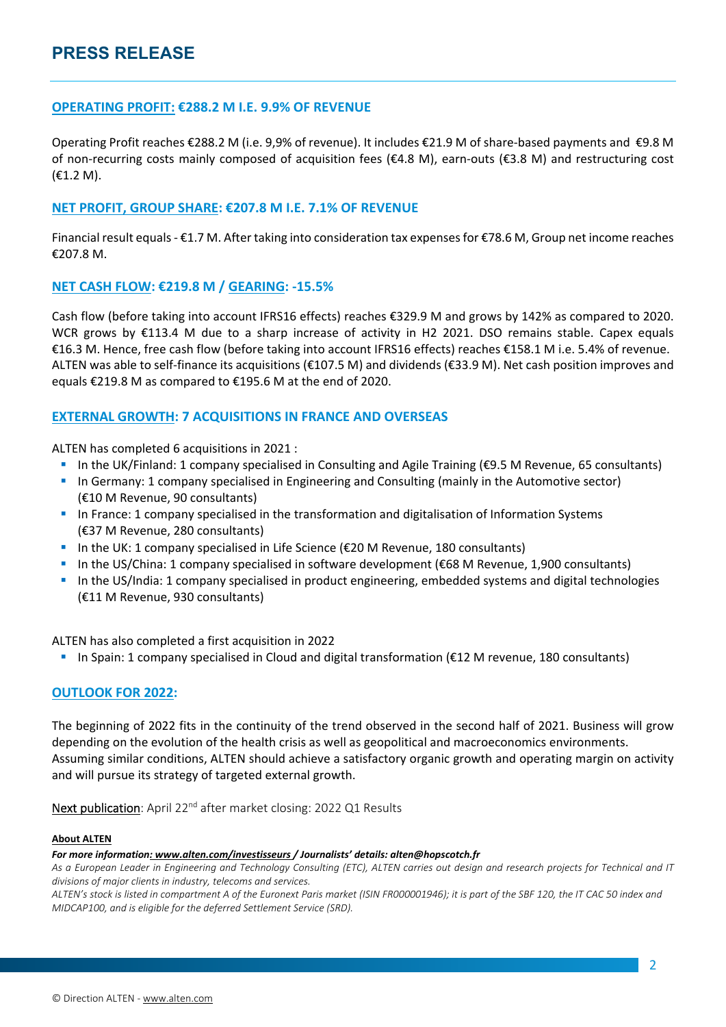# PRESS RELEASE

## OPERATING PROFIT: €288.2 M I.E. 9.9% OF REVENUE

Operating Profit reaches €288.2 M (i.e. 9,9% of revenue). It includes €21.9 M of share-based payments and €9.8 M of non-recurring costs mainly composed of acquisition fees (€4.8 M), earn-outs (€3.8 M) and restructuring cost (€1.2 M).

## NET PROFIT, GROUP SHARE: €207.8 M I.E. 7.1% OF REVENUE

Financial result equals - €1.7 M. After taking into consideration tax expenses for €78.6 M, Group net income reaches €207.8 M.

## NET CASH FLOW: €219.8 M / GEARING: -15.5%

Cash flow (before taking into account IFRS16 effects) reaches €329.9 M and grows by 142% as compared to 2020. WCR grows by €113.4 M due to a sharp increase of activity in H2 2021. DSO remains stable. Capex equals €16.3 M. Hence, free cash flow (before taking into account IFRS16 effects) reaches €158.1 M i.e. 5.4% of revenue. ALTEN was able to self-finance its acquisitions (€107.5 M) and dividends (€33.9 M). Net cash position improves and equals €219.8 M as compared to €195.6 M at the end of 2020.

## EXTERNAL GROWTH: 7 ACQUISITIONS IN FRANCE AND OVERSEAS

ALTEN has completed 6 acquisitions in 2021 :

- In the UK/Finland: 1 company specialised in Consulting and Agile Training (€9.5 M Revenue, 65 consultants)
- In Germany: 1 company specialised in Engineering and Consulting (mainly in the Automotive sector) (€10 M Revenue, 90 consultants)
- In France: 1 company specialised in the transformation and digitalisation of Information Systems (€37 M Revenue, 280 consultants)
- In the UK: 1 company specialised in Life Science (€20 M Revenue, 180 consultants)
- In the US/China: 1 company specialised in software development (€68 M Revenue, 1,900 consultants)
- In the US/India: 1 company specialised in product engineering, embedded systems and digital technologies (€11 M Revenue, 930 consultants)

ALTEN has also completed a first acquisition in 2022

- In Spain: 1 company specialised in Cloud and digital transformation (€12 M revenue, 180 consultants)

## OUTLOOK FOR 2022:

The beginning of 2022 fits in the continuity of the trend observed in the second half of 2021. Business will grow depending on the evolution of the health crisis as well as geopolitical and macroeconomics environments. Assuming similar conditions, ALTEN should achieve a satisfactory organic growth and operating margin on activity and will pursue its strategy of targeted external growth.

Next publication: April 22nd after market closing: 2022 Q1 Results

**About ALTEN**

***For more information: www.alten.com/investisseurs / Journalists' details: alten@hopscotch.fr***

*As a European Leader in Engineering and Technology Consulting (ETC), ALTEN carries out design and research projects for Technical and IT divisions of major clients in industry, telecoms and services.*

*ALTEN's stock is listed in compartment A of the Euronext Paris market (ISIN FR0000001946); it is part of the SBF 120, the IT CAC 50 index and MIDCAP100, and is eligible for the deferred Settlement Service (SRD).*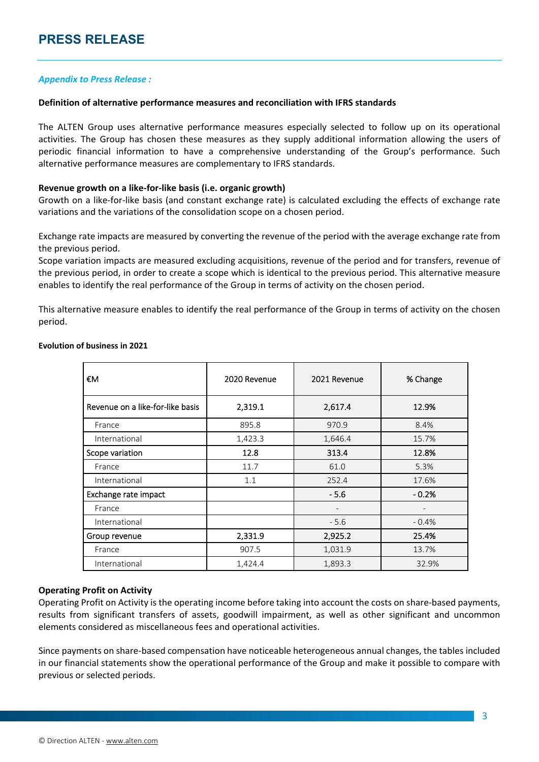# PRESS RELEASE

***Appendix to Press Release :***

**Definition of alternative performance measures and reconciliation with IFRS standards**

The ALTEN Group uses alternative performance measures especially selected to follow up on its operational activities. The Group has chosen these measures as they supply additional information allowing the users of periodic financial information to have a comprehensive understanding of the Group's performance. Such alternative performance measures are complementary to IFRS standards.

**Revenue growth on a like-for-like basis (i.e. organic growth)**
Growth on a like-for-like basis (and constant exchange rate) is calculated excluding the effects of exchange rate variations and the variations of the consolidation scope on a chosen period.

Exchange rate impacts are measured by converting the revenue of the period with the average exchange rate from the previous period.
Scope variation impacts are measured excluding acquisitions, revenue of the period and for transfers, revenue of the previous period, in order to create a scope which is identical to the previous period. This alternative measure enables to identify the real performance of the Group in terms of activity on the chosen period.

This alternative measure enables to identify the real performance of the Group in terms of activity on the chosen period.

**Evolution of business in 2021**

| €M | 2020 Revenue | 2021 Revenue | % Change |
|---|---|---|---|
| Revenue on a like-for-like basis | 2,319.1 | 2,617.4 | 12.9% |
| France | 895.8 | 970.9 | 8.4% |
| International | 1,423.3 | 1,646.4 | 15.7% |
| Scope variation | 12.8 | 313.4 | 12.8% |
| France | 11.7 | 61.0 | 5.3% |
| International | 1.1 | 252.4 | 17.6% |
| Exchange rate impact | | - 5.6 | - 0.2% |
| France | | - | - |
| International | | - 5.6 | - 0.4% |
| Group revenue | 2,331.9 | 2,925.2 | 25.4% |
| France | 907.5 | 1,031.9 | 13.7% |
| International | 1,424.4 | 1,893.3 | 32.9% |

**Operating Profit on Activity**
Operating Profit on Activity is the operating income before taking into account the costs on share-based payments, results from significant transfers of assets, goodwill impairment, as well as other significant and uncommon elements considered as miscellaneous fees and operational activities.

Since payments on share-based compensation have noticeable heterogeneous annual changes, the tables included in our financial statements show the operational performance of the Group and make it possible to compare with previous or selected periods.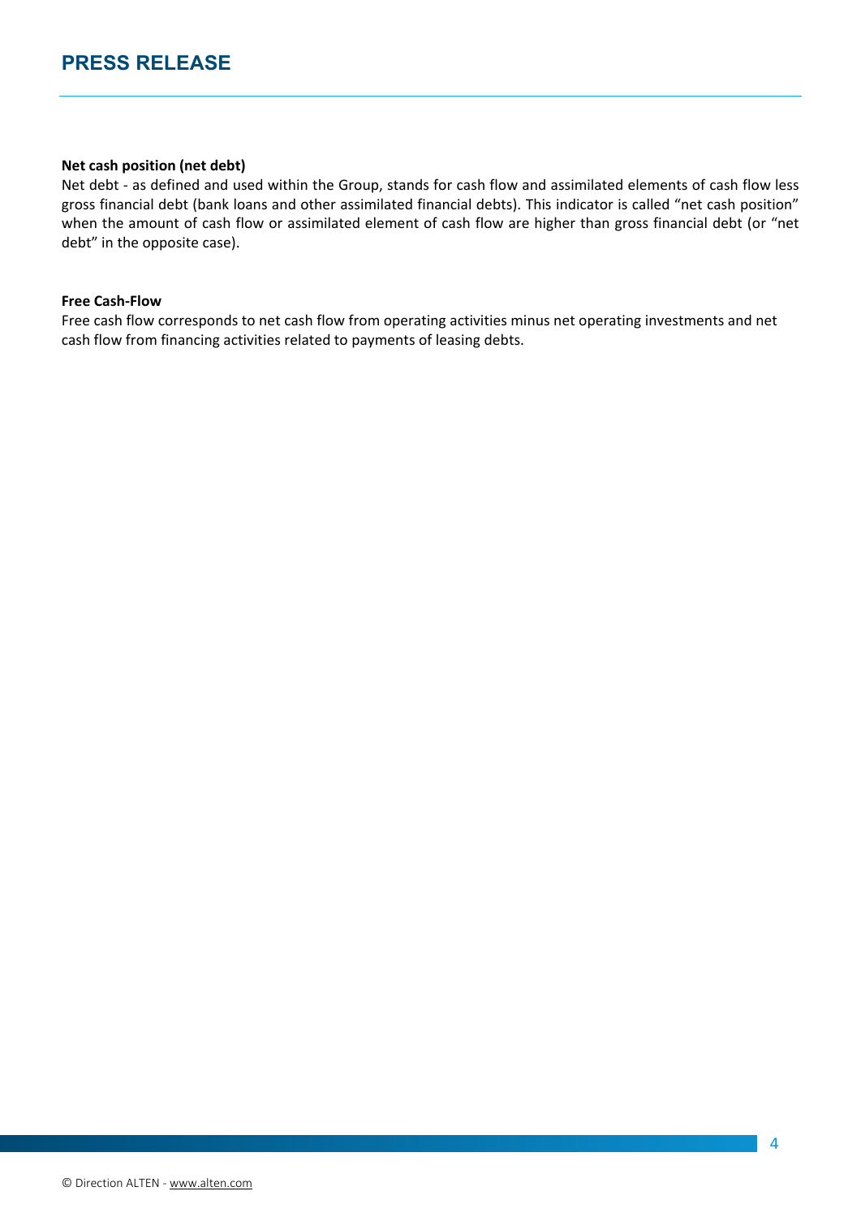**Net cash position (net debt)**

Net debt - as defined and used within the Group, stands for cash flow and assimilated elements of cash flow less gross financial debt (bank loans and other assimilated financial debts). This indicator is called "net cash position" when the amount of cash flow or assimilated element of cash flow are higher than gross financial debt (or "net debt" in the opposite case).

**Free Cash-Flow**

Free cash flow corresponds to net cash flow from operating activities minus net operating investments and net cash flow from financing activities related to payments of leasing debts.